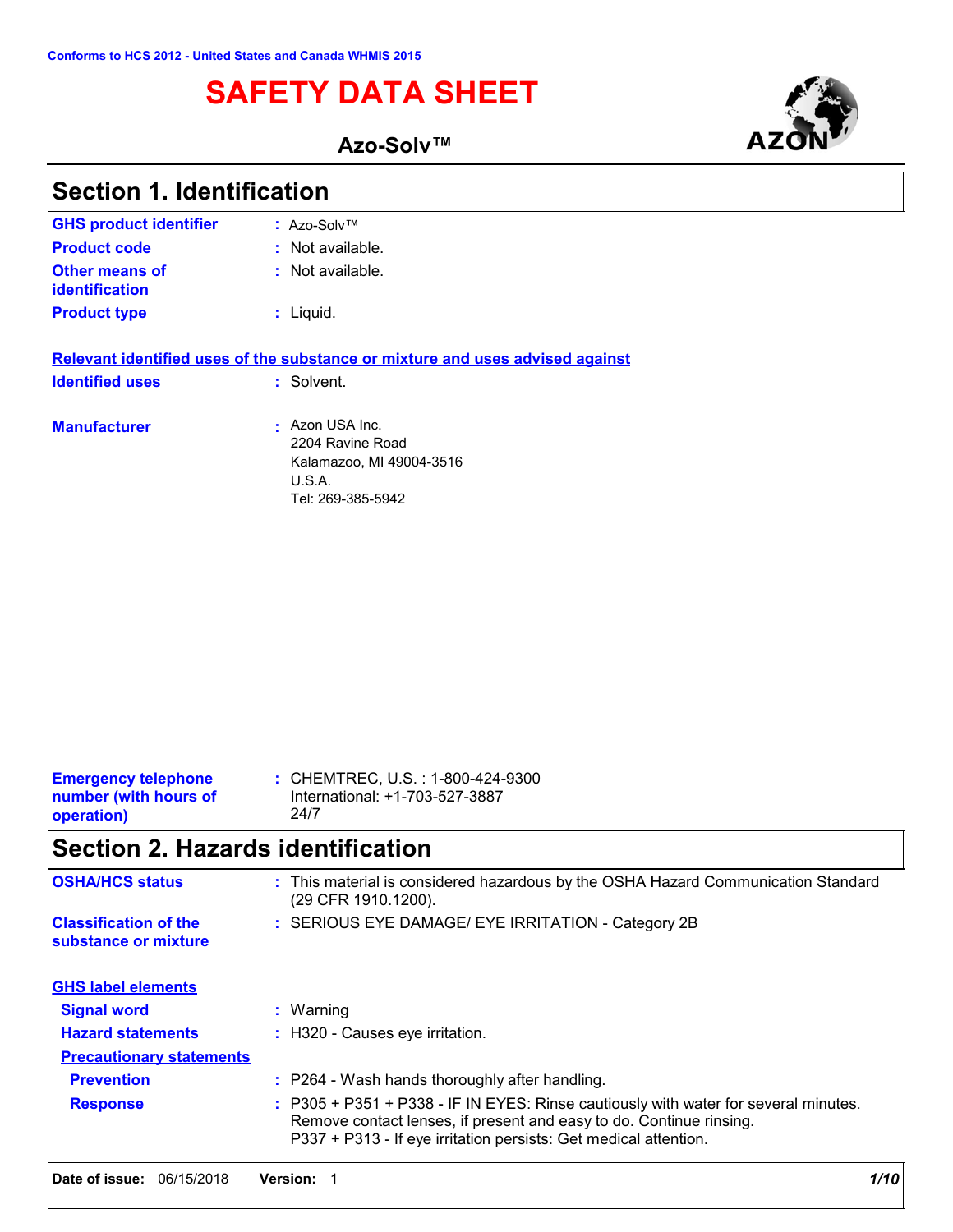Conforms to HCS 2012 - United States and Canada WHMIS 2015

# SAFETY DATA SHEET

**Azo-Solv™**

## Section 1. Identification

**GHS product identifier** : Azo-Solv™

**Product code** : Not available.

**Other means of identification** : Not available.

**Product type** : Liquid.

**Relevant identified uses of the substance or mixture and uses advised against**

**Identified uses** : Solvent.

**Manufacturer** : Azon USA Inc.
2204 Ravine Road
Kalamazoo, MI 49004-3516
U.S.A.
Tel: 269-385-5942

**Emergency telephone number (with hours of operation)** : CHEMTREC, U.S. : 1-800-424-9300
International: +1-703-527-3887
24/7

## Section 2. Hazards identification

**OSHA/HCS status** : This material is considered hazardous by the OSHA Hazard Communication Standard (29 CFR 1910.1200).

**Classification of the substance or mixture** : SERIOUS EYE DAMAGE/ EYE IRRITATION - Category 2B

**GHS label elements**

**Signal word** : Warning

**Hazard statements** : H320 - Causes eye irritation.

**Precautionary statements**

**Prevention** : P264 - Wash hands thoroughly after handling.

**Response** : P305 + P351 + P338 - IF IN EYES: Rinse cautiously with water for several minutes. Remove contact lenses, if present and easy to do. Continue rinsing.
P337 + P313 - If eye irritation persists: Get medical attention.

**Date of issue:** 06/15/2018 **Version:** 1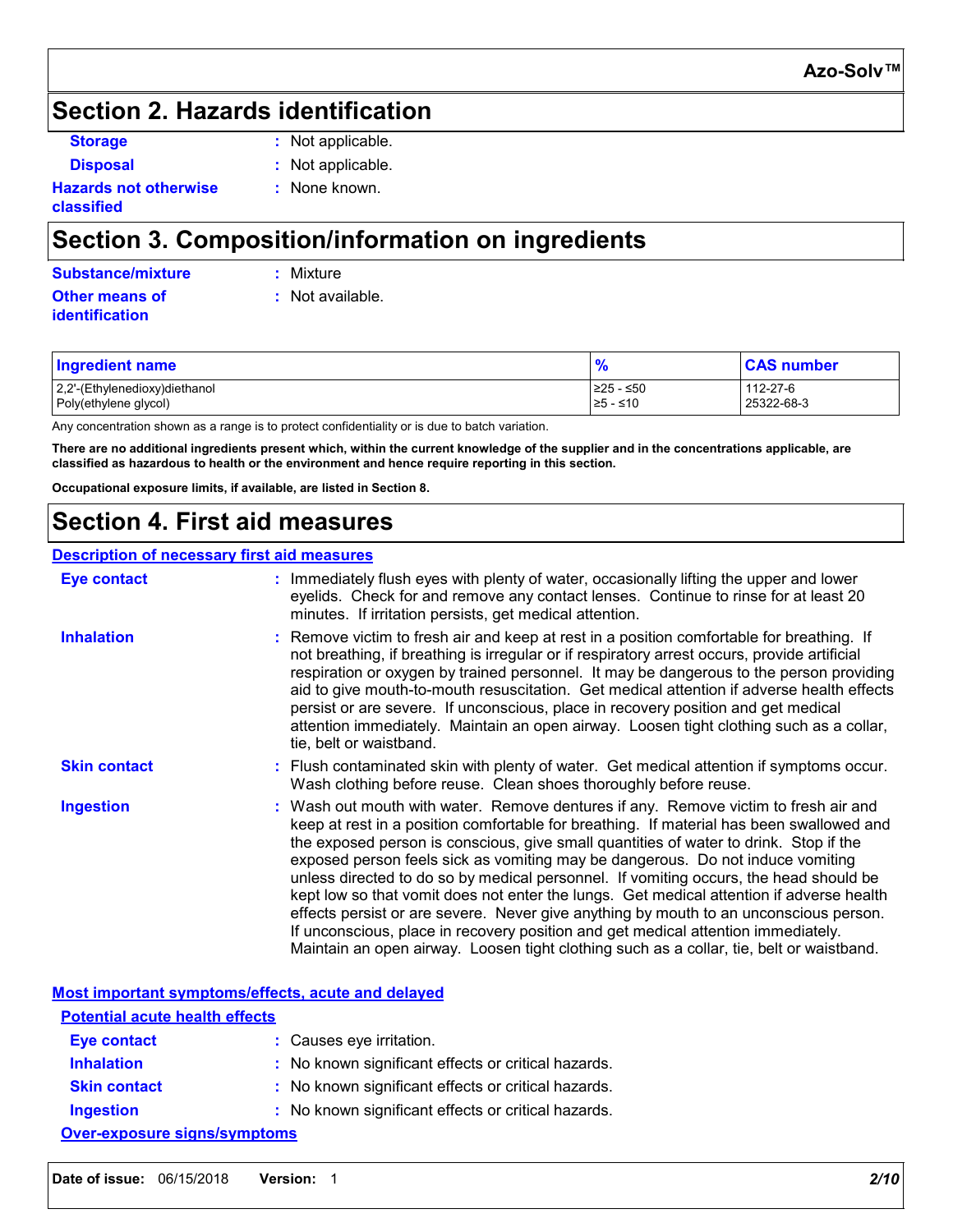## Section 2. Hazards identification

**Storage** : Not applicable.

**Disposal** : Not applicable.

**Hazards not otherwise classified** : None known.

## Section 3. Composition/information on ingredients

**Substance/mixture** : Mixture

**Other means of identification** : Not available.

| Ingredient name | % | CAS number |
|---|---|---|
| 2,2'-(Ethylenedioxy)diethanol | ≥25 - ≤50 | 112-27-6 |
| Poly(ethylene glycol) | ≥5 - ≤10 | 25322-68-3 |

Any concentration shown as a range is to protect confidentiality or is due to batch variation.

**There are no additional ingredients present which, within the current knowledge of the supplier and in the concentrations applicable, are classified as hazardous to health or the environment and hence require reporting in this section.**

**Occupational exposure limits, if available, are listed in Section 8.**

## Section 4. First aid measures

### Description of necessary first aid measures

**Eye contact** : Immediately flush eyes with plenty of water, occasionally lifting the upper and lower eyelids. Check for and remove any contact lenses. Continue to rinse for at least 20 minutes. If irritation persists, get medical attention.

**Inhalation** : Remove victim to fresh air and keep at rest in a position comfortable for breathing. If not breathing, if breathing is irregular or if respiratory arrest occurs, provide artificial respiration or oxygen by trained personnel. It may be dangerous to the person providing aid to give mouth-to-mouth resuscitation. Get medical attention if adverse health effects persist or are severe. If unconscious, place in recovery position and get medical attention immediately. Maintain an open airway. Loosen tight clothing such as a collar, tie, belt or waistband.

**Skin contact** : Flush contaminated skin with plenty of water. Get medical attention if symptoms occur. Wash clothing before reuse. Clean shoes thoroughly before reuse.

**Ingestion** : Wash out mouth with water. Remove dentures if any. Remove victim to fresh air and keep at rest in a position comfortable for breathing. If material has been swallowed and the exposed person is conscious, give small quantities of water to drink. Stop if the exposed person feels sick as vomiting may be dangerous. Do not induce vomiting unless directed to do so by medical personnel. If vomiting occurs, the head should be kept low so that vomit does not enter the lungs. Get medical attention if adverse health effects persist or are severe. Never give anything by mouth to an unconscious person. If unconscious, place in recovery position and get medical attention immediately. Maintain an open airway. Loosen tight clothing such as a collar, tie, belt or waistband.

### Most important symptoms/effects, acute and delayed

#### Potential acute health effects

**Eye contact** : Causes eye irritation.

**Inhalation** : No known significant effects or critical hazards.

**Skin contact** : No known significant effects or critical hazards.

**Ingestion** : No known significant effects or critical hazards.

#### Over-exposure signs/symptoms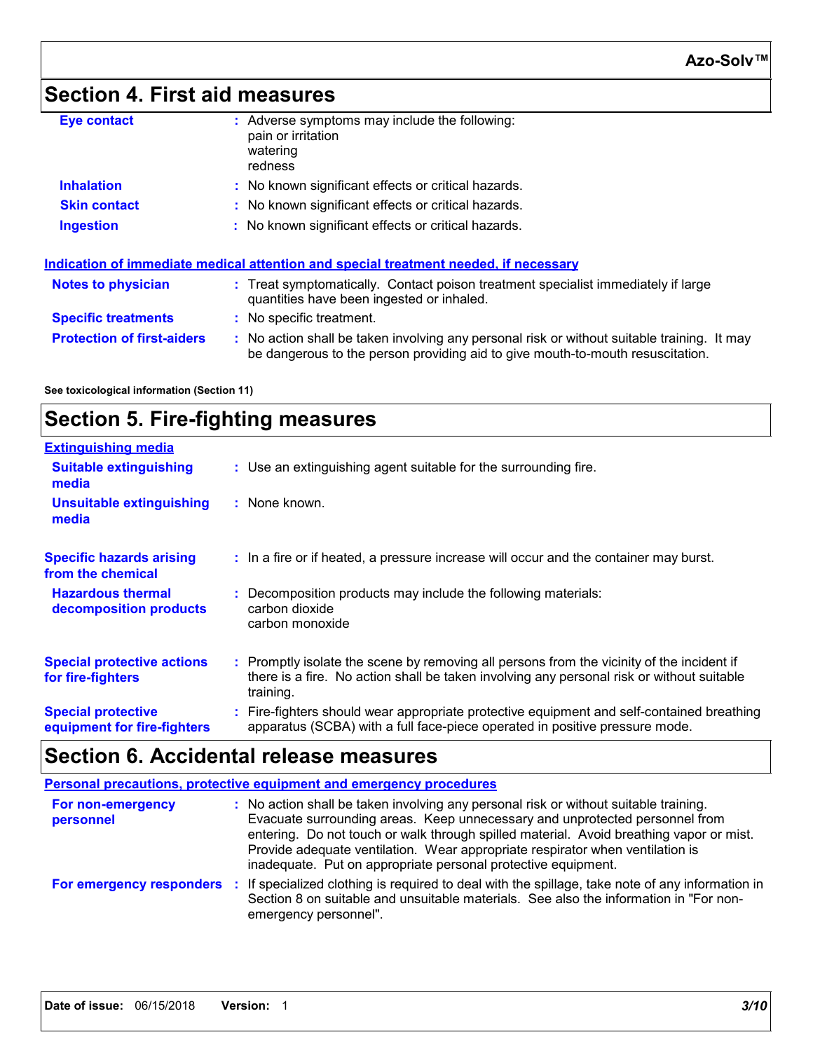## Section 4. First aid measures

| | |
|---|---|
| **Eye contact** | : Adverse symptoms may include the following:<br>pain or irritation<br>watering<br>redness |
| **Inhalation** | : No known significant effects or critical hazards. |
| **Skin contact** | : No known significant effects or critical hazards. |
| **Ingestion** | : No known significant effects or critical hazards. |

**Indication of immediate medical attention and special treatment needed, if necessary**

| | |
|---|---|
| **Notes to physician** | : Treat symptomatically. Contact poison treatment specialist immediately if large quantities have been ingested or inhaled. |
| **Specific treatments** | : No specific treatment. |
| **Protection of first-aiders** | : No action shall be taken involving any personal risk or without suitable training. It may be dangerous to the person providing aid to give mouth-to-mouth resuscitation. |

**See toxicological information (Section 11)**

## Section 5. Fire-fighting measures

**Extinguishing media**

| | |
|---|---|
| **Suitable extinguishing media** | : Use an extinguishing agent suitable for the surrounding fire. |
| **Unsuitable extinguishing media** | : None known. |
| **Specific hazards arising from the chemical** | : In a fire or if heated, a pressure increase will occur and the container may burst. |
| **Hazardous thermal decomposition products** | : Decomposition products may include the following materials:<br>carbon dioxide<br>carbon monoxide |
| **Special protective actions for fire-fighters** | : Promptly isolate the scene by removing all persons from the vicinity of the incident if there is a fire. No action shall be taken involving any personal risk or without suitable training. |
| **Special protective equipment for fire-fighters** | : Fire-fighters should wear appropriate protective equipment and self-contained breathing apparatus (SCBA) with a full face-piece operated in positive pressure mode. |

## Section 6. Accidental release measures

**Personal precautions, protective equipment and emergency procedures**

| | |
|---|---|
| **For non-emergency personnel** | : No action shall be taken involving any personal risk or without suitable training. Evacuate surrounding areas. Keep unnecessary and unprotected personnel from entering. Do not touch or walk through spilled material. Avoid breathing vapor or mist. Provide adequate ventilation. Wear appropriate respirator when ventilation is inadequate. Put on appropriate personal protective equipment. |
| **For emergency responders** | : If specialized clothing is required to deal with the spillage, take note of any information in Section 8 on suitable and unsuitable materials. See also the information in "For non-emergency personnel". |

**Date of issue:** 06/15/2018 **Version:** 1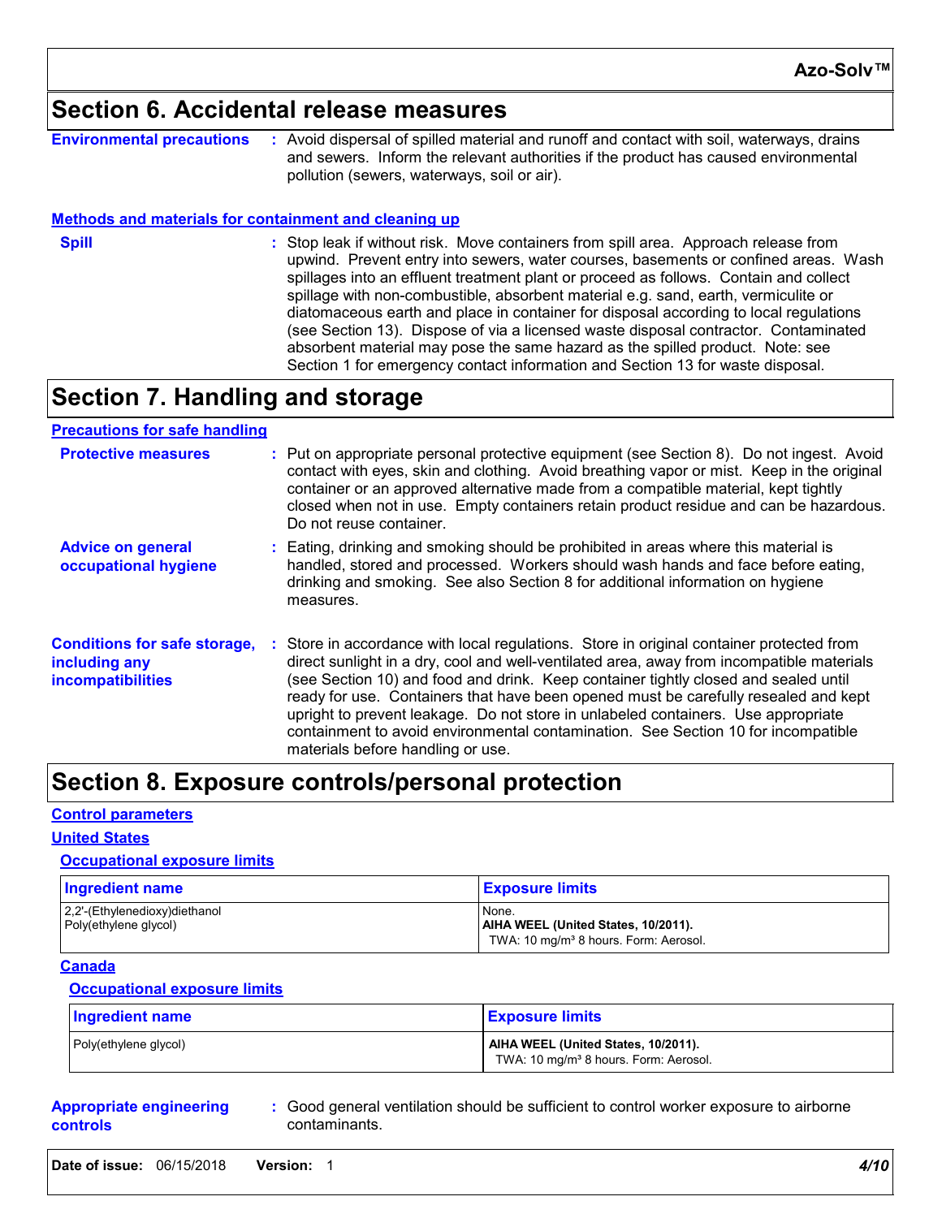## Section 6. Accidental release measures

**Environmental precautions** : Avoid dispersal of spilled material and runoff and contact with soil, waterways, drains and sewers. Inform the relevant authorities if the product has caused environmental pollution (sewers, waterways, soil or air).

### Methods and materials for containment and cleaning up

**Spill** : Stop leak if without risk. Move containers from spill area. Approach release from upwind. Prevent entry into sewers, water courses, basements or confined areas. Wash spillages into an effluent treatment plant or proceed as follows. Contain and collect spillage with non-combustible, absorbent material e.g. sand, earth, vermiculite or diatomaceous earth and place in container for disposal according to local regulations (see Section 13). Dispose of via a licensed waste disposal contractor. Contaminated absorbent material may pose the same hazard as the spilled product. Note: see Section 1 for emergency contact information and Section 13 for waste disposal.

## Section 7. Handling and storage

### Precautions for safe handling

**Protective measures** : Put on appropriate personal protective equipment (see Section 8). Do not ingest. Avoid contact with eyes, skin and clothing. Avoid breathing vapor or mist. Keep in the original container or an approved alternative made from a compatible material, kept tightly closed when not in use. Empty containers retain product residue and can be hazardous. Do not reuse container.

**Advice on general occupational hygiene** : Eating, drinking and smoking should be prohibited in areas where this material is handled, stored and processed. Workers should wash hands and face before eating, drinking and smoking. See also Section 8 for additional information on hygiene measures.

**Conditions for safe storage, including any incompatibilities** : Store in accordance with local regulations. Store in original container protected from direct sunlight in a dry, cool and well-ventilated area, away from incompatible materials (see Section 10) and food and drink. Keep container tightly closed and sealed until ready for use. Containers that have been opened must be carefully resealed and kept upright to prevent leakage. Do not store in unlabeled containers. Use appropriate containment to avoid environmental contamination. See Section 10 for incompatible materials before handling or use.

## Section 8. Exposure controls/personal protection

### Control parameters

#### United States

##### Occupational exposure limits

| Ingredient name | Exposure limits |
|---|---|
| 2,2'-(Ethylenedioxy)diethanol | None. |
| Poly(ethylene glycol) | **AIHA WEEL (United States, 10/2011).** TWA: 10 mg/m³ 8 hours. Form: Aerosol. |

#### Canada

##### Occupational exposure limits

| Ingredient name | Exposure limits |
|---|---|
| Poly(ethylene glycol) | **AIHA WEEL (United States, 10/2011).** TWA: 10 mg/m³ 8 hours. Form: Aerosol. |

**Appropriate engineering controls** : Good general ventilation should be sufficient to control worker exposure to airborne contaminants.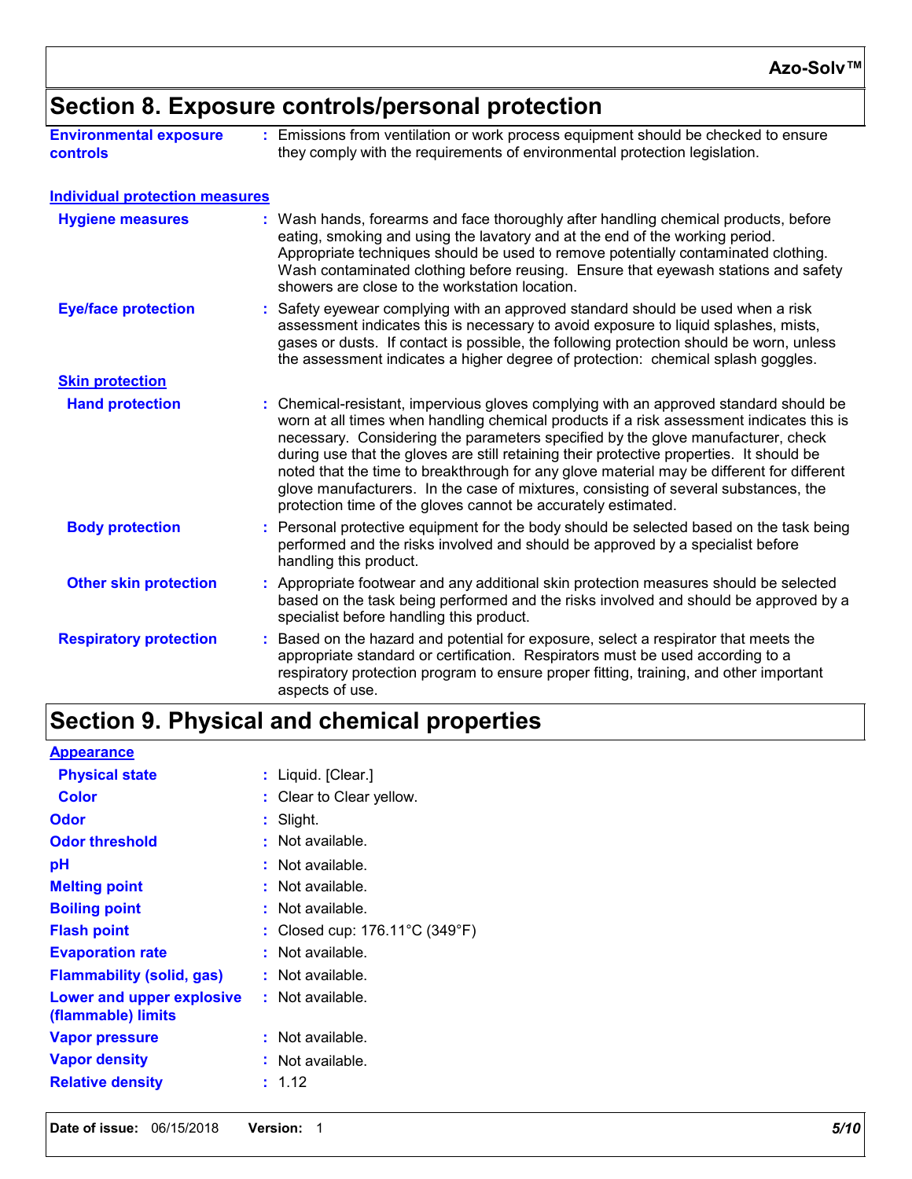## Section 8. Exposure controls/personal protection

**Environmental exposure controls** : Emissions from ventilation or work process equipment should be checked to ensure they comply with the requirements of environmental protection legislation.

### Individual protection measures

**Hygiene measures** : Wash hands, forearms and face thoroughly after handling chemical products, before eating, smoking and using the lavatory and at the end of the working period. Appropriate techniques should be used to remove potentially contaminated clothing. Wash contaminated clothing before reusing. Ensure that eyewash stations and safety showers are close to the workstation location.

**Eye/face protection** : Safety eyewear complying with an approved standard should be used when a risk assessment indicates this is necessary to avoid exposure to liquid splashes, mists, gases or dusts. If contact is possible, the following protection should be worn, unless the assessment indicates a higher degree of protection: chemical splash goggles.

**Skin protection**

**Hand protection** : Chemical-resistant, impervious gloves complying with an approved standard should be worn at all times when handling chemical products if a risk assessment indicates this is necessary. Considering the parameters specified by the glove manufacturer, check during use that the gloves are still retaining their protective properties. It should be noted that the time to breakthrough for any glove material may be different for different glove manufacturers. In the case of mixtures, consisting of several substances, the protection time of the gloves cannot be accurately estimated.

**Body protection** : Personal protective equipment for the body should be selected based on the task being performed and the risks involved and should be approved by a specialist before handling this product.

**Other skin protection** : Appropriate footwear and any additional skin protection measures should be selected based on the task being performed and the risks involved and should be approved by a specialist before handling this product.

**Respiratory protection** : Based on the hazard and potential for exposure, select a respirator that meets the appropriate standard or certification. Respirators must be used according to a respiratory protection program to ensure proper fitting, training, and other important aspects of use.

## Section 9. Physical and chemical properties

**Appearance**

**Physical state** : Liquid. [Clear.]

**Color** : Clear to Clear yellow.

**Odor** : Slight.

**Odor threshold** : Not available.

**pH** : Not available.

**Melting point** : Not available.

**Boiling point** : Not available.

**Flash point** : Closed cup: 176.11°C (349°F)

**Evaporation rate** : Not available.

**Flammability (solid, gas)** : Not available.

**Lower and upper explosive (flammable) limits** : Not available.

**Vapor pressure** : Not available.

**Vapor density** : Not available.

**Relative density** : 1.12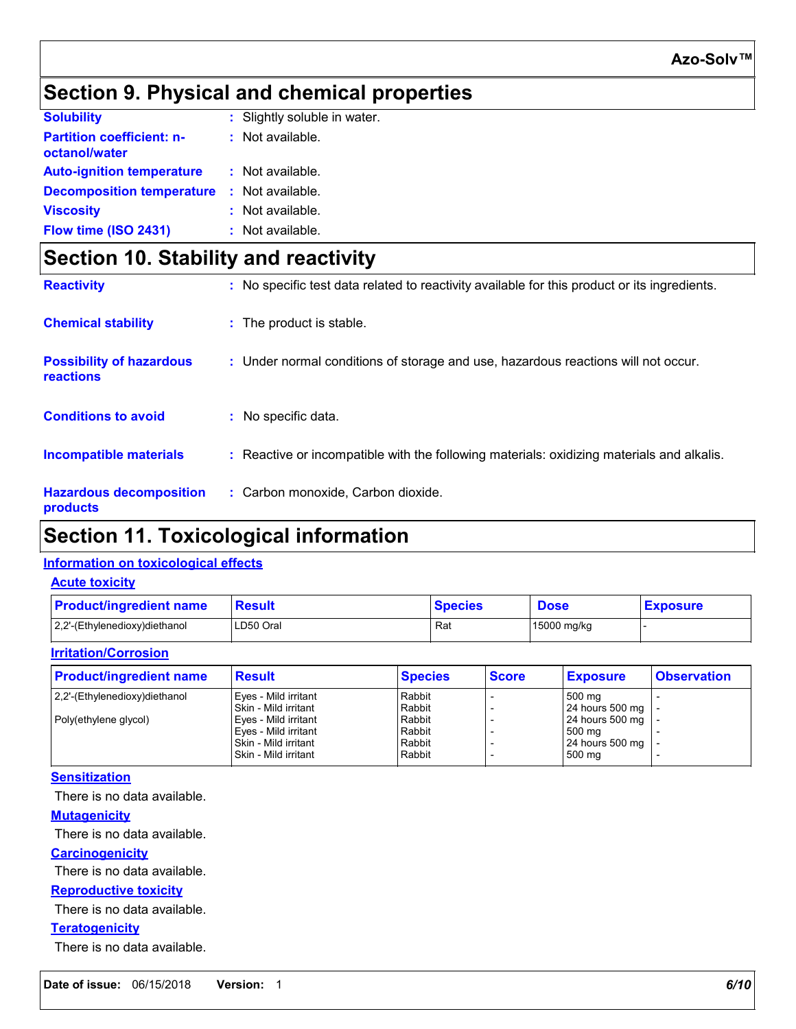## Section 9. Physical and chemical properties

**Solubility** : Slightly soluble in water.

**Partition coefficient: n-octanol/water** : Not available.

**Auto-ignition temperature** : Not available.

**Decomposition temperature** : Not available.

**Viscosity** : Not available.

**Flow time (ISO 2431)** : Not available.

## Section 10. Stability and reactivity

**Reactivity** : No specific test data related to reactivity available for this product or its ingredients.

**Chemical stability** : The product is stable.

**Possibility of hazardous reactions** : Under normal conditions of storage and use, hazardous reactions will not occur.

**Conditions to avoid** : No specific data.

**Incompatible materials** : Reactive or incompatible with the following materials: oxidizing materials and alkalis.

**Hazardous decomposition products** : Carbon monoxide, Carbon dioxide.

## Section 11. Toxicological information

### Information on toxicological effects

#### Acute toxicity

| Product/ingredient name | Result | Species | Dose | Exposure |
|---|---|---|---|---|
| 2,2'-(Ethylenedioxy)diethanol | LD50 Oral | Rat | 15000 mg/kg | - |

#### Irritation/Corrosion

| Product/ingredient name | Result | Species | Score | Exposure | Observation |
|---|---|---|---|---|---|
| 2,2'-(Ethylenedioxy)diethanol | Eyes - Mild irritant | Rabbit | - | 500 mg | - |
| | Skin - Mild irritant | Rabbit | - | 24 hours 500 mg | - |
| Poly(ethylene glycol) | Eyes - Mild irritant | Rabbit | - | 24 hours 500 mg | - |
| | Eyes - Mild irritant | Rabbit | - | 500 mg | - |
| | Skin - Mild irritant | Rabbit | - | 24 hours 500 mg | - |
| | Skin - Mild irritant | Rabbit | - | 500 mg | - |

#### Sensitization

There is no data available.

#### Mutagenicity

There is no data available.

#### Carcinogenicity

There is no data available.

#### Reproductive toxicity

There is no data available.

#### Teratogenicity

There is no data available.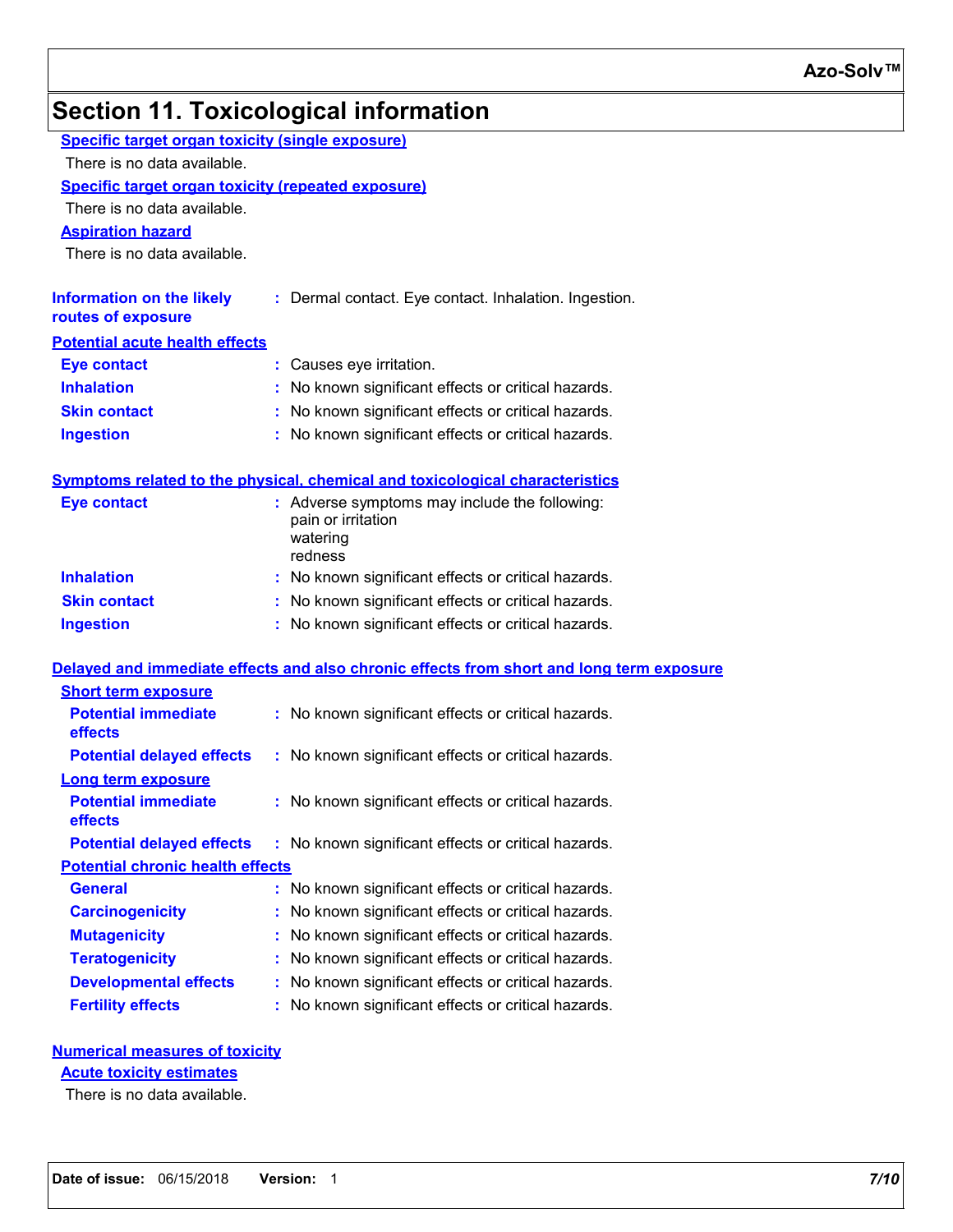## Section 11. Toxicological information

**Specific target organ toxicity (single exposure)**

There is no data available.

**Specific target organ toxicity (repeated exposure)**

There is no data available.

**Aspiration hazard**

There is no data available.

**Information on the likely routes of exposure** : Dermal contact. Eye contact. Inhalation. Ingestion.

**Potential acute health effects**

**Eye contact** : Causes eye irritation.

**Inhalation** : No known significant effects or critical hazards.

**Skin contact** : No known significant effects or critical hazards.

**Ingestion** : No known significant effects or critical hazards.

**Symptoms related to the physical, chemical and toxicological characteristics**

**Eye contact** : Adverse symptoms may include the following:
pain or irritation
watering
redness

**Inhalation** : No known significant effects or critical hazards.

**Skin contact** : No known significant effects or critical hazards.

**Ingestion** : No known significant effects or critical hazards.

**Delayed and immediate effects and also chronic effects from short and long term exposure**

**Short term exposure**

**Potential immediate effects** : No known significant effects or critical hazards.

**Potential delayed effects** : No known significant effects or critical hazards.

**Long term exposure**

**Potential immediate effects** : No known significant effects or critical hazards.

**Potential delayed effects** : No known significant effects or critical hazards.

**Potential chronic health effects**

**General** : No known significant effects or critical hazards.

**Carcinogenicity** : No known significant effects or critical hazards.

**Mutagenicity** : No known significant effects or critical hazards.

**Teratogenicity** : No known significant effects or critical hazards.

**Developmental effects** : No known significant effects or critical hazards.

**Fertility effects** : No known significant effects or critical hazards.

**Numerical measures of toxicity**

**Acute toxicity estimates**

There is no data available.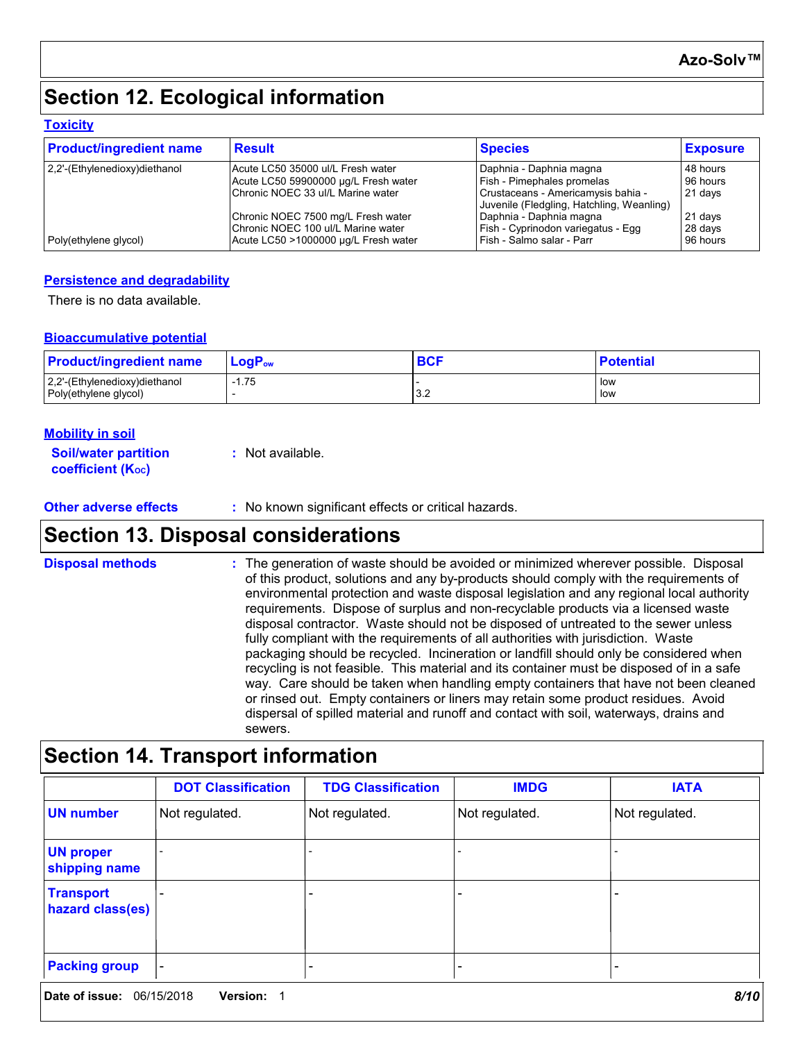# Section 12. Ecological information

### Toxicity

| Product/ingredient name | Result | Species | Exposure |
|---|---|---|---|
| 2,2'-(Ethylenedioxy)diethanol | Acute LC50 35000 ul/L Fresh water | Daphnia - Daphnia magna | 48 hours |
| | Acute LC50 59900000 µg/L Fresh water | Fish - Pimephales promelas | 96 hours |
| | Chronic NOEC 33 ul/L Marine water | Crustaceans - Americamysis bahia - Juvenile (Fledgling, Hatchling, Weanling) | 21 days |
| | Chronic NOEC 7500 mg/L Fresh water | Daphnia - Daphnia magna | 21 days |
| | Chronic NOEC 100 ul/L Marine water | Fish - Cyprinodon variegatus - Egg | 28 days |
| Poly(ethylene glycol) | Acute LC50 >1000000 µg/L Fresh water | Fish - Salmo salar - Parr | 96 hours |

### Persistence and degradability

There is no data available.

### Bioaccumulative potential

| Product/ingredient name | $LogP_{ow}$ | BCF | Potential |
|---|---|---|---|
| 2,2'-(Ethylenedioxy)diethanol | -1.75 | - | low |
| Poly(ethylene glycol) | - | 3.2 | low |

### Mobility in soil

**Soil/water partition coefficient ($K_{OC}$)** : Not available.

**Other adverse effects** : No known significant effects or critical hazards.

# Section 13. Disposal considerations

**Disposal methods** : The generation of waste should be avoided or minimized wherever possible. Disposal of this product, solutions and any by-products should comply with the requirements of environmental protection and waste disposal legislation and any regional local authority requirements. Dispose of surplus and non-recyclable products via a licensed waste disposal contractor. Waste should not be disposed of untreated to the sewer unless fully compliant with the requirements of all authorities with jurisdiction. Waste packaging should be recycled. Incineration or landfill should only be considered when recycling is not feasible. This material and its container must be disposed of in a safe way. Care should be taken when handling empty containers that have not been cleaned or rinsed out. Empty containers or liners may retain some product residues. Avoid dispersal of spilled material and runoff and contact with soil, waterways, drains and sewers.

# Section 14. Transport information

| | DOT Classification | TDG Classification | IMDG | IATA |
|---|---|---|---|---|
| UN number | Not regulated. | Not regulated. | Not regulated. | Not regulated. |
| UN proper shipping name | - | - | - | - |
| Transport hazard class(es) | - | - | - | - |
| Packing group | - | - | - | - |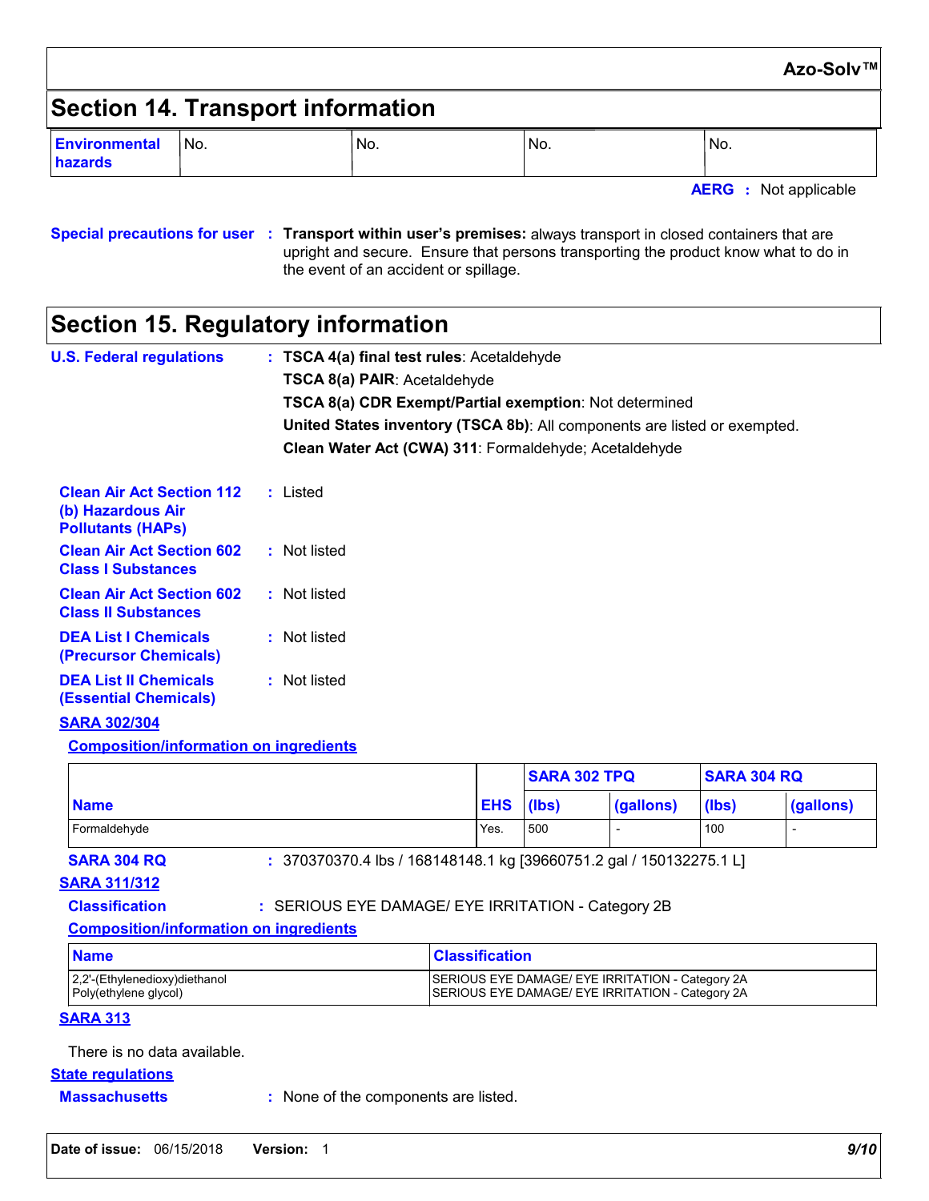## Section 14. Transport information

| Environmental hazards | No. | No. | No. | No. |
|---|---|---|---|---|

**AERG** : Not applicable

**Special precautions for user** : **Transport within user's premises:** always transport in closed containers that are upright and secure. Ensure that persons transporting the product know what to do in the event of an accident or spillage.

## Section 15. Regulatory information

**U.S. Federal regulations** : **TSCA 4(a) final test rules**: Acetaldehyde

**TSCA 8(a) PAIR**: Acetaldehyde

**TSCA 8(a) CDR Exempt/Partial exemption**: Not determined

**United States inventory (TSCA 8b)**: All components are listed or exempted.

**Clean Water Act (CWA) 311**: Formaldehyde; Acetaldehyde

**Clean Air Act Section 112 (b) Hazardous Air Pollutants (HAPs)** : Listed

**Clean Air Act Section 602 Class I Substances** : Not listed

**Clean Air Act Section 602 Class II Substances** : Not listed

**DEA List I Chemicals (Precursor Chemicals)** : Not listed

**DEA List II Chemicals (Essential Chemicals)** : Not listed

**SARA 302/304**

**Composition/information on ingredients**

| | | SARA 302 TPQ | | SARA 304 RQ | |
|---|---|---|---|---|---|
| **Name** | **EHS** | **(lbs)** | **(gallons)** | **(lbs)** | **(gallons)** |
| Formaldehyde | Yes. | 500 | - | 100 | - |

**SARA 304 RQ** : 370370370.4 lbs / 168148148.1 kg [39660751.2 gal / 150132275.1 L]

**SARA 311/312**

**Classification** : SERIOUS EYE DAMAGE/ EYE IRRITATION - Category 2B

**Composition/information on ingredients**

| Name | Classification |
|---|---|
| 2,2'-(Ethylenedioxy)diethanol | SERIOUS EYE DAMAGE/ EYE IRRITATION - Category 2A |
| Poly(ethylene glycol) | SERIOUS EYE DAMAGE/ EYE IRRITATION - Category 2A |

**SARA 313**

There is no data available.

**State regulations**

**Massachusetts** : None of the components are listed.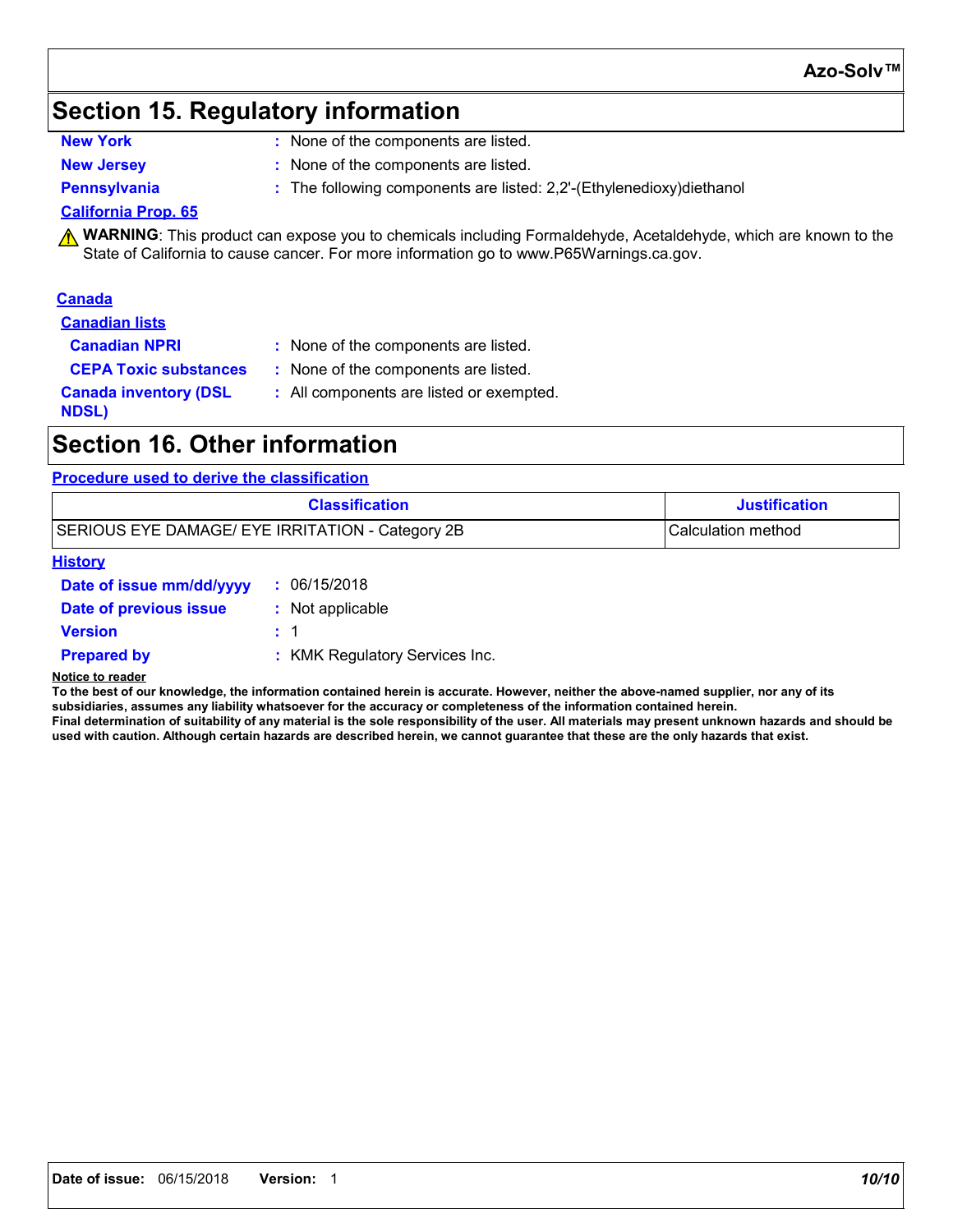## Section 15. Regulatory information

**New York** : None of the components are listed.

**New Jersey** : None of the components are listed.

**Pennsylvania** : The following components are listed: 2,2'-(Ethylenedioxy)diethanol

**California Prop. 65**

⚠ **WARNING**: This product can expose you to chemicals including Formaldehyde, Acetaldehyde, which are known to the State of California to cause cancer. For more information go to www.P65Warnings.ca.gov.

**Canada**

**Canadian lists**

**Canadian NPRI** : None of the components are listed.

**CEPA Toxic substances** : None of the components are listed.

**Canada inventory (DSL NDSL)** : All components are listed or exempted.

## Section 16. Other information

**Procedure used to derive the classification**

| Classification | Justification |
| --- | --- |
| SERIOUS EYE DAMAGE/ EYE IRRITATION - Category 2B | Calculation method |

**History**

**Date of issue mm/dd/yyyy** : 06/15/2018

**Date of previous issue** : Not applicable

**Version** : 1

**Prepared by** : KMK Regulatory Services Inc.

**Notice to reader**

**To the best of our knowledge, the information contained herein is accurate. However, neither the above-named supplier, nor any of its subsidiaries, assumes any liability whatsoever for the accuracy or completeness of the information contained herein.**
**Final determination of suitability of any material is the sole responsibility of the user. All materials may present unknown hazards and should be used with caution. Although certain hazards are described herein, we cannot guarantee that these are the only hazards that exist.**